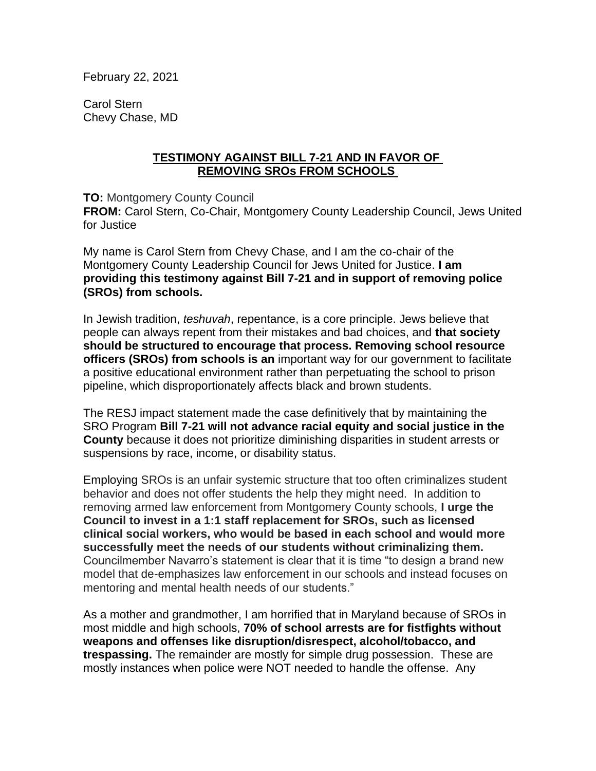February 22, 2021

Carol Stern
Chevy Chase, MD

**TESTIMONY AGAINST BILL 7-21 AND IN FAVOR OF REMOVING SROs FROM SCHOOLS**

**TO:** Montgomery County Council
**FROM:** Carol Stern, Co-Chair, Montgomery County Leadership Council, Jews United for Justice

My name is Carol Stern from Chevy Chase, and I am the co-chair of the Montgomery County Leadership Council for Jews United for Justice. **I am providing this testimony against Bill 7-21 and in support of removing police (SROs) from schools.**

In Jewish tradition, *teshuvah*, repentance, is a core principle. Jews believe that people can always repent from their mistakes and bad choices, and **that society should be structured to encourage that process. Removing school resource officers (SROs) from schools is an** important way for our government to facilitate a positive educational environment rather than perpetuating the school to prison pipeline, which disproportionately affects black and brown students.

The RESJ impact statement made the case definitively that by maintaining the SRO Program **Bill 7-21 will not advance racial equity and social justice in the County** because it does not prioritize diminishing disparities in student arrests or suspensions by race, income, or disability status.

Employing SROs is an unfair systemic structure that too often criminalizes student behavior and does not offer students the help they might need. In addition to removing armed law enforcement from Montgomery County schools, **I urge the Council to invest in a 1:1 staff replacement for SROs, such as licensed clinical social workers, who would be based in each school and would more successfully meet the needs of our students without criminalizing them.** Councilmember Navarro's statement is clear that it is time "to design a brand new model that de-emphasizes law enforcement in our schools and instead focuses on mentoring and mental health needs of our students."

As a mother and grandmother, I am horrified that in Maryland because of SROs in most middle and high schools, **70% of school arrests are for fistfights without weapons and offenses like disruption/disrespect, alcohol/tobacco, and trespassing.** The remainder are mostly for simple drug possession. These are mostly instances when police were NOT needed to handle the offense. Any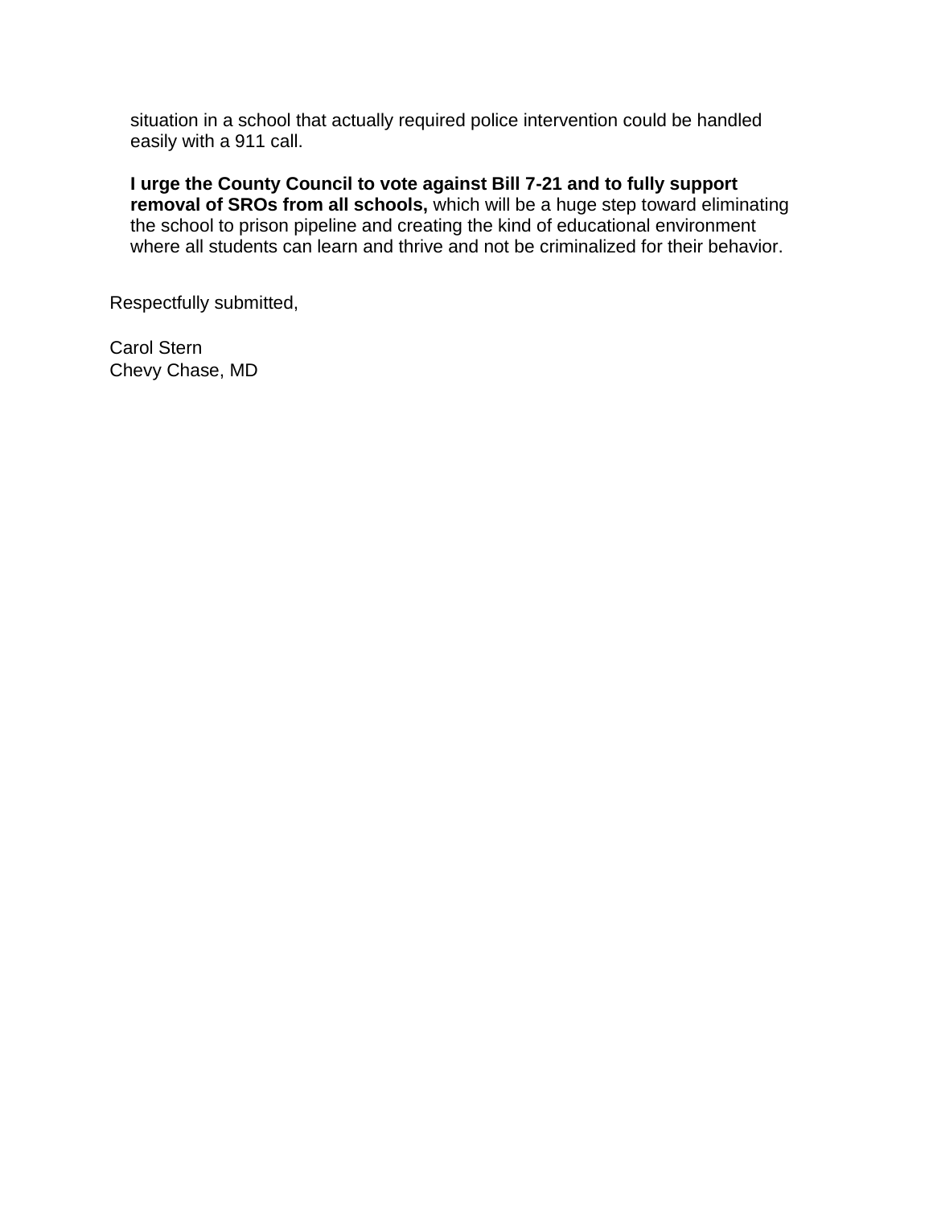situation in a school that actually required police intervention could be handled easily with a 911 call.

**I urge the County Council to vote against Bill 7-21 and to fully support removal of SROs from all schools,** which will be a huge step toward eliminating the school to prison pipeline and creating the kind of educational environment where all students can learn and thrive and not be criminalized for their behavior.

Respectfully submitted,

Carol Stern
Chevy Chase, MD